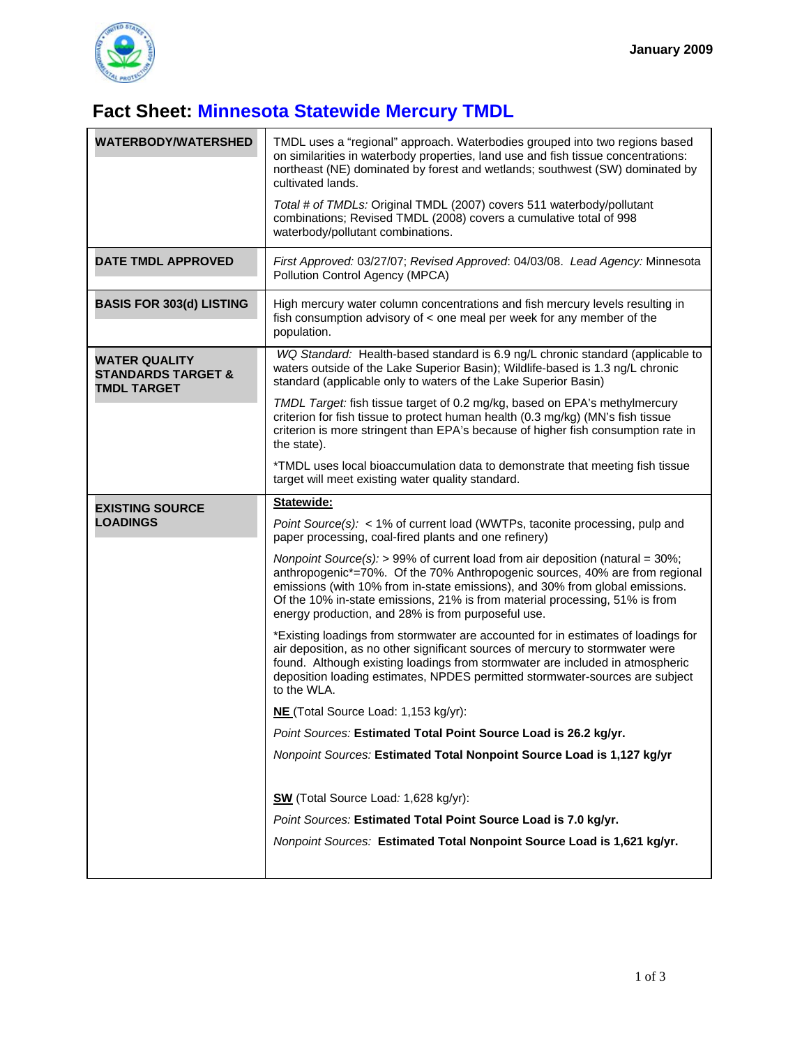January 2009

# Fact Sheet: Minnesota Statewide Mercury TMDL

| | |
|---|---|
| **WATERBODY/WATERSHED** | TMDL uses a "regional" approach. Waterbodies grouped into two regions based on similarities in waterbody properties, land use and fish tissue concentrations: northeast (NE) dominated by forest and wetlands; southwest (SW) dominated by cultivated lands.<br><br>*Total # of TMDLs:* Original TMDL (2007) covers 511 waterbody/pollutant combinations; Revised TMDL (2008) covers a cumulative total of 998 waterbody/pollutant combinations. |
| **DATE TMDL APPROVED** | *First Approved:* 03/27/07; *Revised Approved*: 04/03/08. *Lead Agency:* Minnesota Pollution Control Agency (MPCA) |
| **BASIS FOR 303(d) LISTING** | High mercury water column concentrations and fish mercury levels resulting in fish consumption advisory of < one meal per week for any member of the population. |
| **WATER QUALITY STANDARDS TARGET & TMDL TARGET** | *WQ Standard:* Health-based standard is 6.9 ng/L chronic standard (applicable to waters outside of the Lake Superior Basin); Wildlife-based is 1.3 ng/L chronic standard (applicable only to waters of the Lake Superior Basin)<br><br>*TMDL Target:* fish tissue target of 0.2 mg/kg, based on EPA's methylmercury criterion for fish tissue to protect human health (0.3 mg/kg) (MN's fish tissue criterion is more stringent than EPA's because of higher fish consumption rate in the state).<br><br>*TMDL uses local bioaccumulation data to demonstrate that meeting fish tissue target will meet existing water quality standard. |
| **EXISTING SOURCE LOADINGS** | **Statewide:**<br><br>*Point Source(s):* < 1% of current load (WWTPs, taconite processing, pulp and paper processing, coal-fired plants and one refinery)<br><br>*Nonpoint Source(s):* > 99% of current load from air deposition (natural = 30%; anthropogenic*=70%. Of the 70% Anthropogenic sources, 40% are from regional emissions (with 10% from in-state emissions), and 30% from global emissions. Of the 10% in-state emissions, 21% is from material processing, 51% is from energy production, and 28% is from purposeful use.<br><br>*Existing loadings from stormwater are accounted for in estimates of loadings for air deposition, as no other significant sources of mercury to stormwater were found. Although existing loadings from stormwater are included in atmospheric deposition loading estimates, NPDES permitted stormwater-sources are subject to the WLA.<br><br>**NE** (Total Source Load: 1,153 kg/yr):<br><br>*Point Sources:* **Estimated Total Point Source Load is 26.2 kg/yr.**<br><br>*Nonpoint Sources:* **Estimated Total Nonpoint Source Load is 1,127 kg/yr**<br><br>**SW** (Total Source Load*:* 1,628 kg/yr):<br><br>*Point Sources:* **Estimated Total Point Source Load is 7.0 kg/yr.**<br><br>*Nonpoint Sources:* **Estimated Total Nonpoint Source Load is 1,621 kg/yr.** |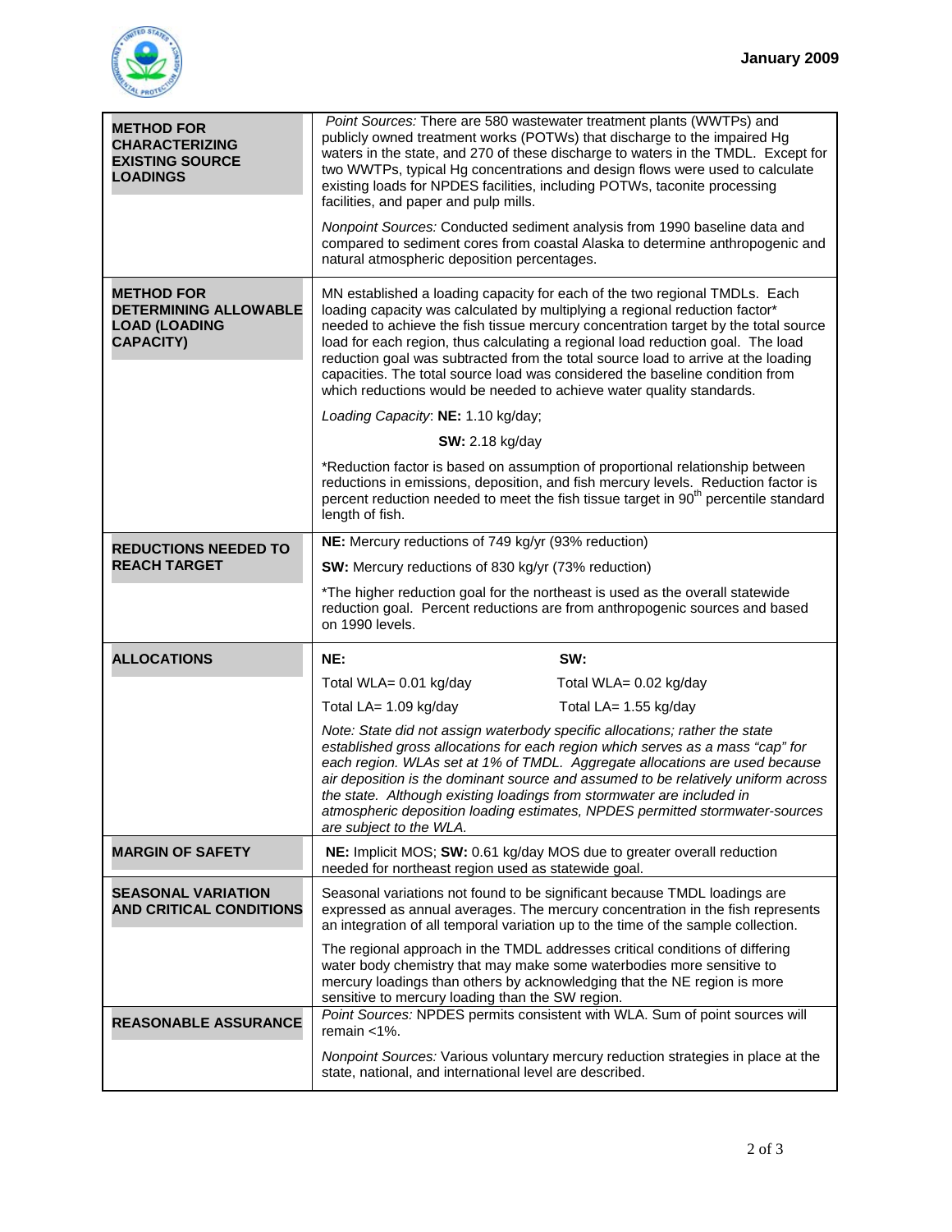| | |
|---|---|
| **METHOD FOR CHARACTERIZING EXISTING SOURCE LOADINGS** | *Point Sources:* There are 580 wastewater treatment plants (WWTPs) and publicly owned treatment works (POTWs) that discharge to the impaired Hg waters in the state, and 270 of these discharge to waters in the TMDL. Except for two WWTPs, typical Hg concentrations and design flows were used to calculate existing loads for NPDES facilities, including POTWs, taconite processing facilities, and paper and pulp mills.<br><br>*Nonpoint Sources:* Conducted sediment analysis from 1990 baseline data and compared to sediment cores from coastal Alaska to determine anthropogenic and natural atmospheric deposition percentages. |
| **METHOD FOR DETERMINING ALLOWABLE LOAD (LOADING CAPACITY)** | MN established a loading capacity for each of the two regional TMDLs. Each loading capacity was calculated by multiplying a regional reduction factor* needed to achieve the fish tissue mercury concentration target by the total source load for each region, thus calculating a regional load reduction goal. The load reduction goal was subtracted from the total source load to arrive at the loading capacities. The total source load was considered the baseline condition from which reductions would be needed to achieve water quality standards.<br><br>*Loading Capacity*: **NE:** 1.10 kg/day;<br>**SW:** 2.18 kg/day<br><br>*Reduction factor is based on assumption of proportional relationship between reductions in emissions, deposition, and fish mercury levels. Reduction factor is percent reduction needed to meet the fish tissue target in 90th percentile standard length of fish. |
| **REDUCTIONS NEEDED TO REACH TARGET** | **NE:** Mercury reductions of 749 kg/yr (93% reduction)<br><br>**SW:** Mercury reductions of 830 kg/yr (73% reduction)<br><br>*The higher reduction goal for the northeast is used as the overall statewide reduction goal. Percent reductions are from anthropogenic sources and based on 1990 levels. |
| **ALLOCATIONS** | **NE:** Total WLA= 0.01 kg/day; Total LA= 1.09 kg/day<br>**SW:** Total WLA= 0.02 kg/day; Total LA= 1.55 kg/day<br><br>*Note: State did not assign waterbody specific allocations; rather the state established gross allocations for each region which serves as a mass "cap" for each region. WLAs set at 1% of TMDL. Aggregate allocations are used because air deposition is the dominant source and assumed to be relatively uniform across the state. Although existing loadings from stormwater are included in atmospheric deposition loading estimates, NPDES permitted stormwater-sources are subject to the WLA.* |
| **MARGIN OF SAFETY** | **NE:** Implicit MOS; **SW:** 0.61 kg/day MOS due to greater overall reduction needed for northeast region used as statewide goal. |
| **SEASONAL VARIATION AND CRITICAL CONDITIONS** | Seasonal variations not found to be significant because TMDL loadings are expressed as annual averages. The mercury concentration in the fish represents an integration of all temporal variation up to the time of the sample collection.<br><br>The regional approach in the TMDL addresses critical conditions of differing water body chemistry that may make some waterbodies more sensitive to mercury loadings than others by acknowledging that the NE region is more sensitive to mercury loading than the SW region. |
| **REASONABLE ASSURANCE** | *Point Sources:* NPDES permits consistent with WLA. Sum of point sources will remain <1%.<br><br>*Nonpoint Sources:* Various voluntary mercury reduction strategies in place at the state, national, and international level are described. |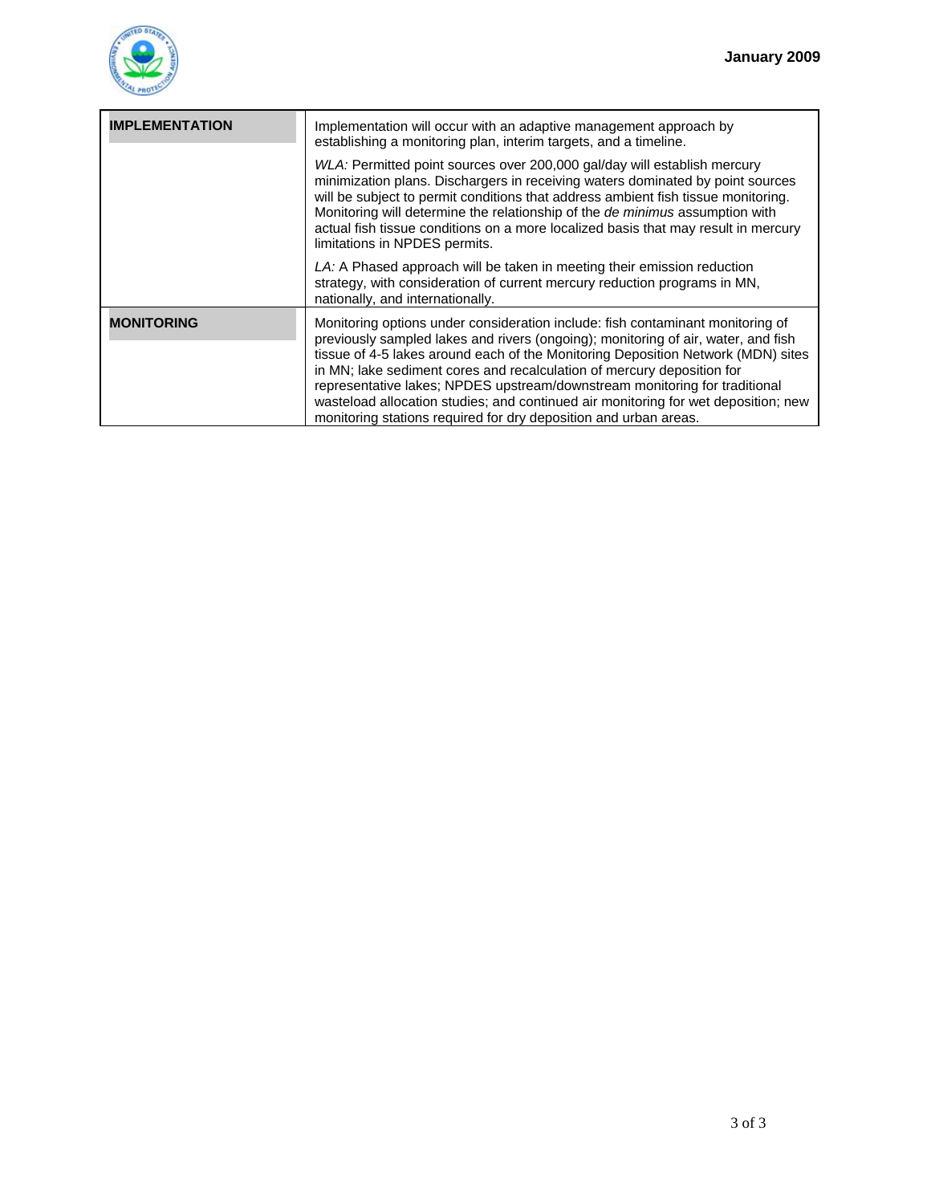| | |
|---|---|
| **IMPLEMENTATION** | Implementation will occur with an adaptive management approach by establishing a monitoring plan, interim targets, and a timeline.<br><br>*WLA:* Permitted point sources over 200,000 gal/day will establish mercury minimization plans. Dischargers in receiving waters dominated by point sources will be subject to permit conditions that address ambient fish tissue monitoring. Monitoring will determine the relationship of the *de minimus* assumption with actual fish tissue conditions on a more localized basis that may result in mercury limitations in NPDES permits.<br><br>*LA:* A Phased approach will be taken in meeting their emission reduction strategy, with consideration of current mercury reduction programs in MN, nationally, and internationally. |
| **MONITORING** | Monitoring options under consideration include: fish contaminant monitoring of previously sampled lakes and rivers (ongoing); monitoring of air, water, and fish tissue of 4-5 lakes around each of the Monitoring Deposition Network (MDN) sites in MN; lake sediment cores and recalculation of mercury deposition for representative lakes; NPDES upstream/downstream monitoring for traditional wasteload allocation studies; and continued air monitoring for wet deposition; new monitoring stations required for dry deposition and urban areas. |